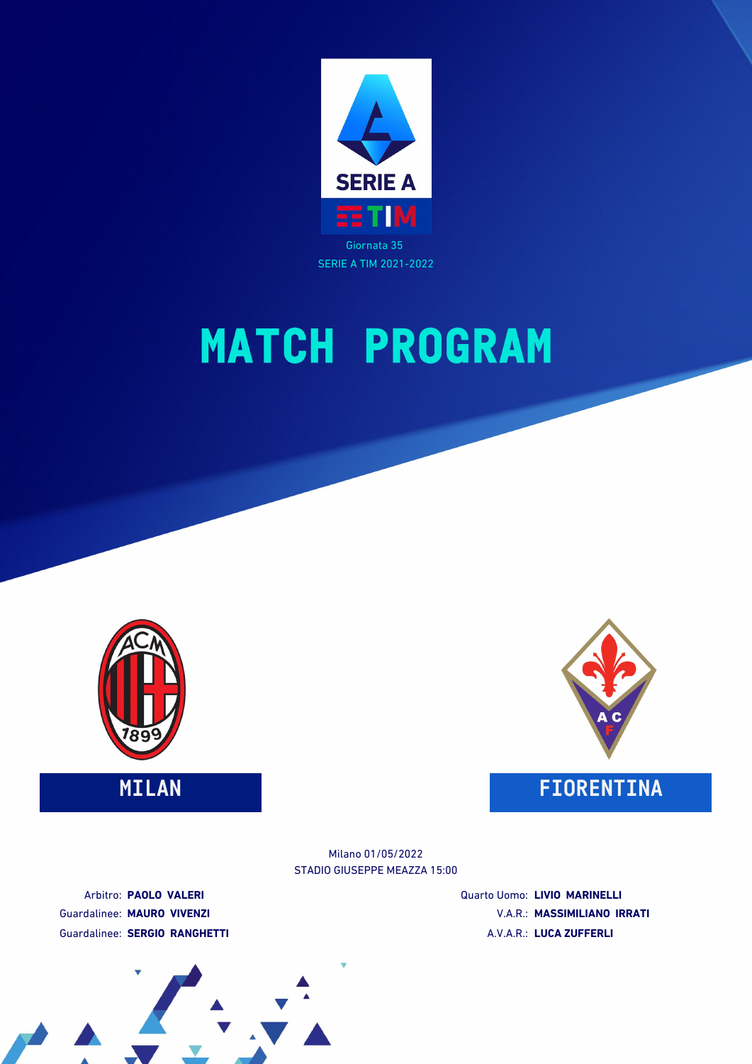Giornata 35

SERIE A TIM 2021-2022

# MATCH PROGRAM

**MILAN** — **FIORENTINA**

Milano 01/05/2022

STADIO GIUSEPPE MEAZZA 15:00

Arbitro: **PAOLO VALERI**

Guardalinee: **MAURO VIVENZI**

Guardalinee: **SERGIO RANGHETTI**

Quarto Uomo: **LIVIO MARINELLI**

V.A.R.: **MASSIMILIANO IRRATI**

A.V.A.R.: **LUCA ZUFFERLI**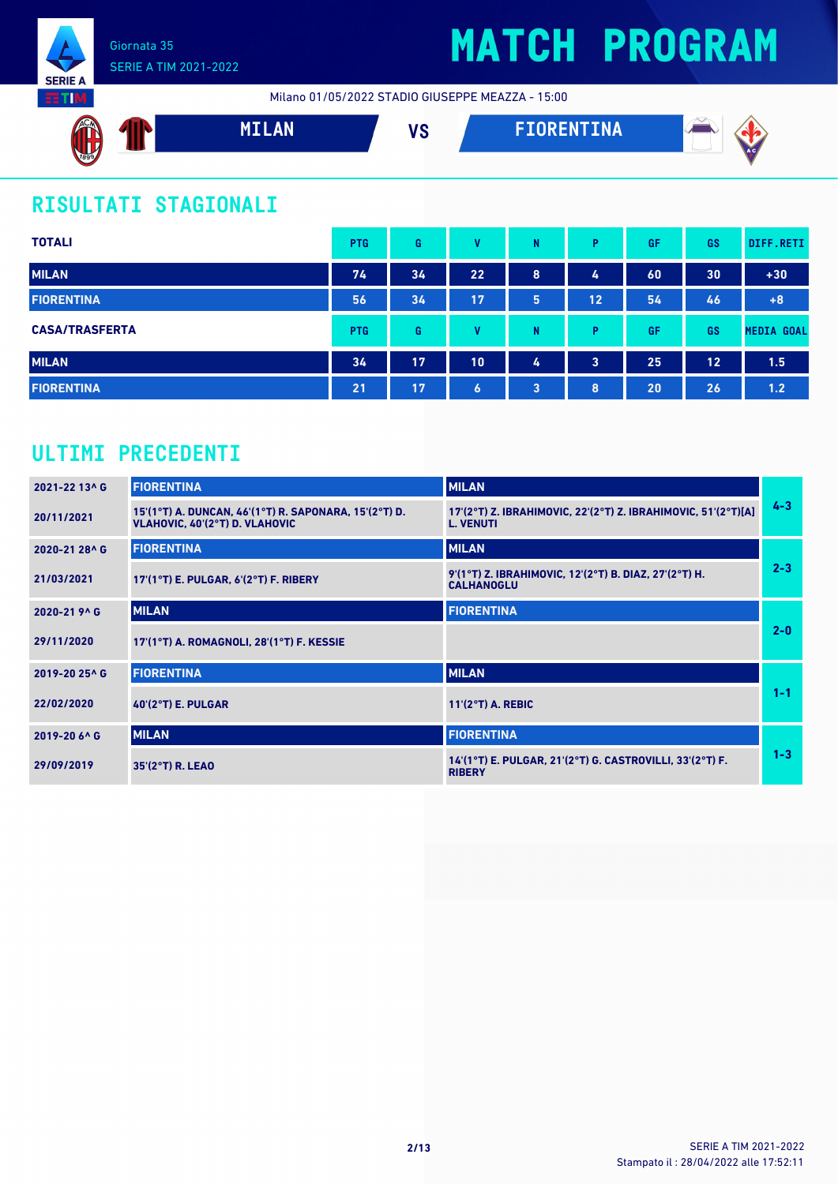# MATCH PROGRAM

Giornata 35
SERIE A TIM 2021-2022

Milano 01/05/2022 STADIO GIUSEPPE MEAZZA - 15:00

**MILAN** VS **FIORENTINA**

## RISULTATI STAGIONALI

| TOTALI | PTG | G | V | N | P | GF | GS | DIFF.RETI |
|---|---|---|---|---|---|---|---|---|
| MILAN | 74 | 34 | 22 | 8 | 4 | 60 | 30 | +30 |
| FIORENTINA | 56 | 34 | 17 | 5 | 12 | 54 | 46 | +8 |

| CASA/TRASFERTA | PTG | G | V | N | P | GF | GS | MEDIA GOAL |
|---|---|---|---|---|---|---|---|---|
| MILAN | 34 | 17 | 10 | 4 | 3 | 25 | 12 | 1.5 |
| FIORENTINA | 21 | 17 | 6 | 3 | 8 | 20 | 26 | 1.2 |

## ULTIMI PRECEDENTI

| | Casa | Trasferta | Risultato |
|---|---|---|---|
| 2021-22 13^ G | FIORENTINA | MILAN | |
| 20/11/2021 | 15'(1°T) A. DUNCAN, 46'(1°T) R. SAPONARA, 15'(2°T) D. VLAHOVIC, 40'(2°T) D. VLAHOVIC | 17'(2°T) Z. IBRAHIMOVIC, 22'(2°T) Z. IBRAHIMOVIC, 51'(2°T)[A] L. VENUTI | 4-3 |
| 2020-21 28^ G | FIORENTINA | MILAN | |
| 21/03/2021 | 17'(1°T) E. PULGAR, 6'(2°T) F. RIBERY | 9'(1°T) Z. IBRAHIMOVIC, 12'(2°T) B. DIAZ, 27'(2°T) H. CALHANOGLU | 2-3 |
| 2020-21 9^ G | MILAN | FIORENTINA | |
| 29/11/2020 | 17'(1°T) A. ROMAGNOLI, 28'(1°T) F. KESSIE | | 2-0 |
| 2019-20 25^ G | FIORENTINA | MILAN | |
| 22/02/2020 | 40'(2°T) E. PULGAR | 11'(2°T) A. REBIC | 1-1 |
| 2019-20 6^ G | MILAN | FIORENTINA | |
| 29/09/2019 | 35'(2°T) R. LEAO | 14'(1°T) E. PULGAR, 21'(2°T) G. CASTROVILLI, 33'(2°T) F. RIBERY | 1-3 |

SERIE A TIM 2021-2022
Stampato il : 28/04/2022 alle 17:52:11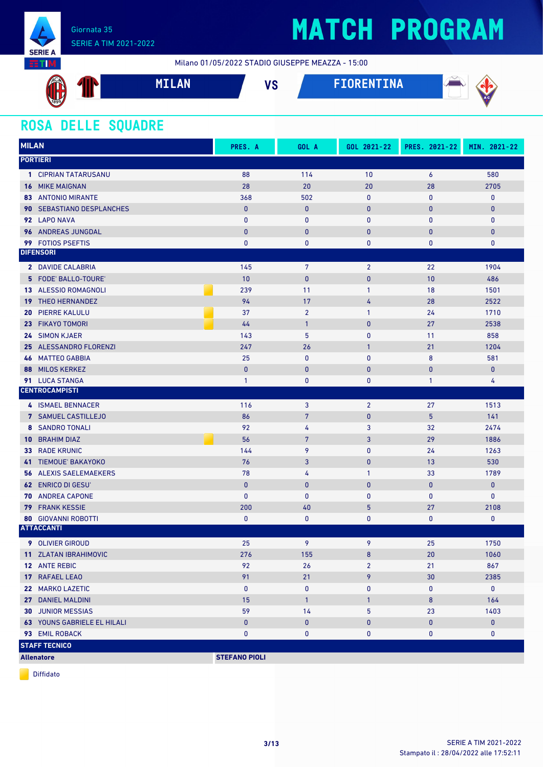Giornata 35
SERIE A TIM 2021-2022

# MATCH PROGRAM

Milano 01/05/2022 STADIO GIUSEPPE MEAZZA - 15:00

**MILAN** VS **FIORENTINA**

## ROSA DELLE SQUADRE

| MILAN | PRES. A | GOL A | GOL 2021-22 | PRES. 2021-22 | MIN. 2021-22 |
|---|---|---|---|---|---|
| **PORTIERI** | | | | | |
| **1** CIPRIAN TATARUSANU | 88 | 114 | 10 | 6 | 580 |
| **16** MIKE MAIGNAN | 28 | 20 | 20 | 28 | 2705 |
| **83** ANTONIO MIRANTE | 368 | 502 | 0 | 0 | 0 |
| **90** SEBASTIANO DESPLANCHES | 0 | 0 | 0 | 0 | 0 |
| **92** LAPO NAVA | 0 | 0 | 0 | 0 | 0 |
| **96** ANDREAS JUNGDAL | 0 | 0 | 0 | 0 | 0 |
| **99** FOTIOS PSEFTIS | 0 | 0 | 0 | 0 | 0 |
| **DIFENSORI** | | | | | |
| **2** DAVIDE CALABRIA | 145 | 7 | 2 | 22 | 1904 |
| **5** FODE' BALLO-TOURE' | 10 | 0 | 0 | 10 | 486 |
| **13** ALESSIO ROMAGNOLI (Diffidato) | 239 | 11 | 1 | 18 | 1501 |
| **19** THEO HERNANDEZ | 94 | 17 | 4 | 28 | 2522 |
| **20** PIERRE KALULU (Diffidato) | 37 | 2 | 1 | 24 | 1710 |
| **23** FIKAYO TOMORI (Diffidato) | 44 | 1 | 0 | 27 | 2538 |
| **24** SIMON KJAER | 143 | 5 | 0 | 11 | 858 |
| **25** ALESSANDRO FLORENZI | 247 | 26 | 1 | 21 | 1204 |
| **46** MATTEO GABBIA | 25 | 0 | 0 | 8 | 581 |
| **88** MILOS KERKEZ | 0 | 0 | 0 | 0 | 0 |
| **91** LUCA STANGA | 1 | 0 | 0 | 1 | 4 |
| **CENTROCAMPISTI** | | | | | |
| **4** ISMAEL BENNACER | 116 | 3 | 2 | 27 | 1513 |
| **7** SAMUEL CASTILLEJO | 86 | 7 | 0 | 5 | 141 |
| **8** SANDRO TONALI | 92 | 4 | 3 | 32 | 2474 |
| **10** BRAHIM DIAZ (Diffidato) | 56 | 7 | 3 | 29 | 1886 |
| **33** RADE KRUNIC | 144 | 9 | 0 | 24 | 1263 |
| **41** TIEMOUE' BAKAYOKO | 76 | 3 | 0 | 13 | 530 |
| **56** ALEXIS SAELEMAEKERS | 78 | 4 | 1 | 33 | 1789 |
| **62** ENRICO DI GESU' | 0 | 0 | 0 | 0 | 0 |
| **70** ANDREA CAPONE | 0 | 0 | 0 | 0 | 0 |
| **79** FRANK KESSIE | 200 | 40 | 5 | 27 | 2108 |
| **80** GIOVANNI ROBOTTI | 0 | 0 | 0 | 0 | 0 |
| **ATTACCANTI** | | | | | |
| **9** OLIVIER GIROUD | 25 | 9 | 9 | 25 | 1750 |
| **11** ZLATAN IBRAHIMOVIC | 276 | 155 | 8 | 20 | 1060 |
| **12** ANTE REBIC | 92 | 26 | 2 | 21 | 867 |
| **17** RAFAEL LEAO | 91 | 21 | 9 | 30 | 2385 |
| **22** MARKO LAZETIC | 0 | 0 | 0 | 0 | 0 |
| **27** DANIEL MALDINI | 15 | 1 | 1 | 8 | 164 |
| **30** JUNIOR MESSIAS | 59 | 14 | 5 | 23 | 1403 |
| **63** YOUNS GABRIELE EL HILALI | 0 | 0 | 0 | 0 | 0 |
| **93** EMIL ROBACK | 0 | 0 | 0 | 0 | 0 |
| **STAFF TECNICO** | | | | | |
| **Allenatore** | **STEFANO PIOLI** | | | | |

Diffidato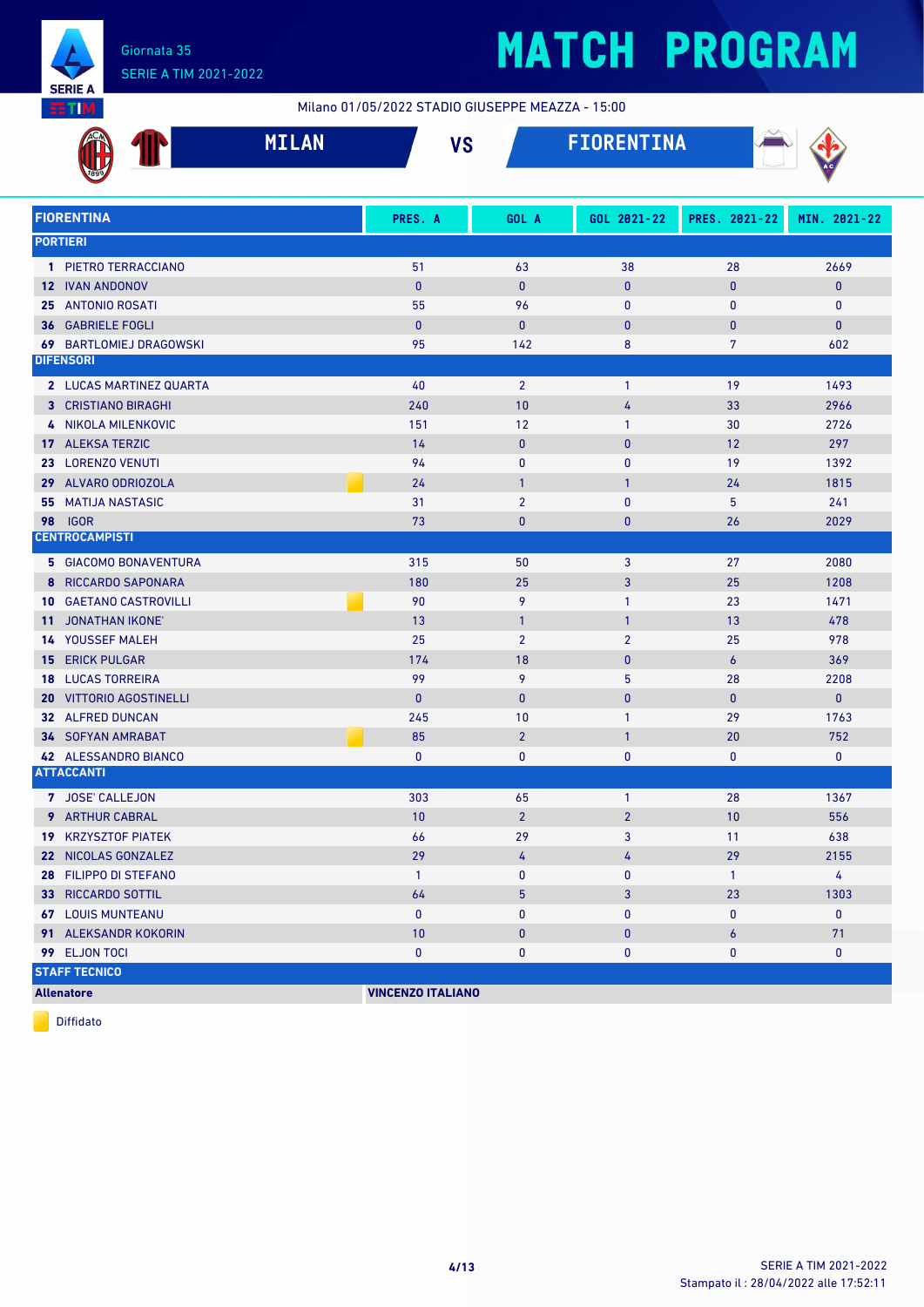# MATCH PROGRAM

Giornata 35
SERIE A TIM 2021-2022

Milano 01/05/2022 STADIO GIUSEPPE MEAZZA - 15:00

## MILAN VS FIORENTINA

| FIORENTINA | PRES. A | GOL A | GOL 2021-22 | PRES. 2021-22 | MIN. 2021-22 |
|---|---|---|---|---|---|
| **PORTIERI** | | | | | |
| 1 PIETRO TERRACCIANO | 51 | 63 | 38 | 28 | 2669 |
| 12 IVAN ANDONOV | 0 | 0 | 0 | 0 | 0 |
| 25 ANTONIO ROSATI | 55 | 96 | 0 | 0 | 0 |
| 36 GABRIELE FOGLI | 0 | 0 | 0 | 0 | 0 |
| 69 BARTLOMIEJ DRAGOWSKI | 95 | 142 | 8 | 7 | 602 |
| **DIFENSORI** | | | | | |
| 2 LUCAS MARTINEZ QUARTA | 40 | 2 | 1 | 19 | 1493 |
| 3 CRISTIANO BIRAGHI | 240 | 10 | 4 | 33 | 2966 |
| 4 NIKOLA MILENKOVIC | 151 | 12 | 1 | 30 | 2726 |
| 17 ALEKSA TERZIC | 14 | 0 | 0 | 12 | 297 |
| 23 LORENZO VENUTI | 94 | 0 | 0 | 19 | 1392 |
| 29 ALVARO ODRIOZOLA (Diffidato) | 24 | 1 | 1 | 24 | 1815 |
| 55 MATIJA NASTASIC | 31 | 2 | 0 | 5 | 241 |
| 98 IGOR | 73 | 0 | 0 | 26 | 2029 |
| **CENTROCAMPISTI** | | | | | |
| 5 GIACOMO BONAVENTURA | 315 | 50 | 3 | 27 | 2080 |
| 8 RICCARDO SAPONARA | 180 | 25 | 3 | 25 | 1208 |
| 10 GAETANO CASTROVILLI (Diffidato) | 90 | 9 | 1 | 23 | 1471 |
| 11 JONATHAN IKONE' | 13 | 1 | 1 | 13 | 478 |
| 14 YOUSSEF MALEH | 25 | 2 | 2 | 25 | 978 |
| 15 ERICK PULGAR | 174 | 18 | 0 | 6 | 369 |
| 18 LUCAS TORREIRA | 99 | 9 | 5 | 28 | 2208 |
| 20 VITTORIO AGOSTINELLI | 0 | 0 | 0 | 0 | 0 |
| 32 ALFRED DUNCAN | 245 | 10 | 1 | 29 | 1763 |
| 34 SOFYAN AMRABAT (Diffidato) | 85 | 2 | 1 | 20 | 752 |
| 42 ALESSANDRO BIANCO | 0 | 0 | 0 | 0 | 0 |
| **ATTACCANTI** | | | | | |
| 7 JOSE' CALLEJON | 303 | 65 | 1 | 28 | 1367 |
| 9 ARTHUR CABRAL | 10 | 2 | 2 | 10 | 556 |
| 19 KRZYSZTOF PIATEK | 66 | 29 | 3 | 11 | 638 |
| 22 NICOLAS GONZALEZ | 29 | 4 | 4 | 29 | 2155 |
| 28 FILIPPO DI STEFANO | 1 | 0 | 0 | 1 | 4 |
| 33 RICCARDO SOTTIL | 64 | 5 | 3 | 23 | 1303 |
| 67 LOUIS MUNTEANU | 0 | 0 | 0 | 0 | 0 |
| 91 ALEKSANDR KOKORIN | 10 | 0 | 0 | 6 | 71 |
| 99 ELJON TOCI | 0 | 0 | 0 | 0 | 0 |
| **STAFF TECNICO** | | | | | |
| **Allenatore** | **VINCENZO ITALIANO** | | | | |

Diffidato

SERIE A TIM 2021-2022
Stampato il : 28/04/2022 alle 17:52:11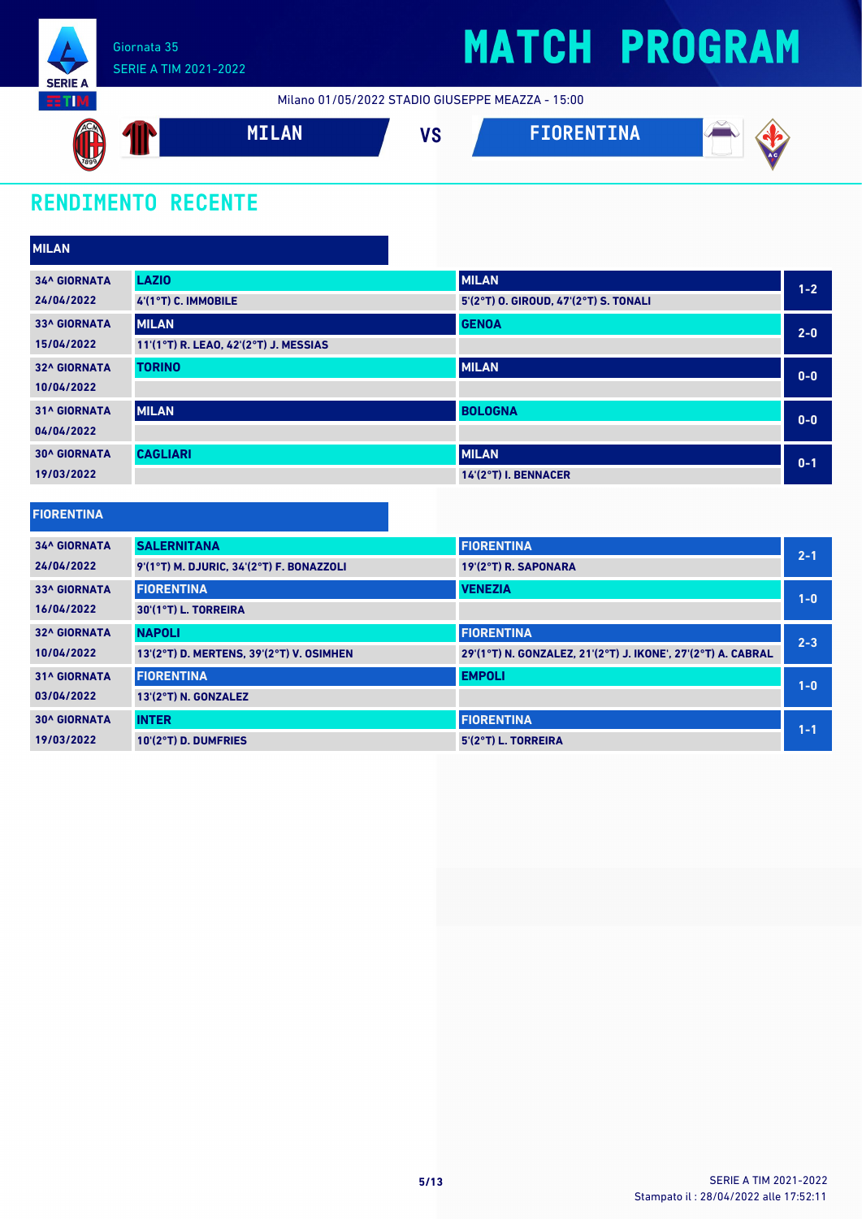Giornata 35
SERIE A TIM 2021-2022

# MATCH PROGRAM

Milano 01/05/2022 STADIO GIUSEPPE MEAZZA - 15:00

**MILAN** VS **FIORENTINA**

## RENDIMENTO RECENTE

### MILAN

| Giornata | Casa | Trasferta | Risultato |
|---|---|---|---|
| 34^ GIORNATA<br>24/04/2022 | **LAZIO**<br>4'(1°T) C. IMMOBILE | **MILAN**<br>5'(2°T) O. GIROUD, 47'(2°T) S. TONALI | 1-2 |
| 33^ GIORNATA<br>15/04/2022 | **MILAN**<br>11'(1°T) R. LEAO, 42'(2°T) J. MESSIAS | **GENOA** | 2-0 |
| 32^ GIORNATA<br>10/04/2022 | **TORINO** | **MILAN** | 0-0 |
| 31^ GIORNATA<br>04/04/2022 | **MILAN** | **BOLOGNA** | 0-0 |
| 30^ GIORNATA<br>19/03/2022 | **CAGLIARI** | **MILAN**<br>14'(2°T) I. BENNACER | 0-1 |

### FIORENTINA

| Giornata | Casa | Trasferta | Risultato |
|---|---|---|---|
| 34^ GIORNATA<br>24/04/2022 | **SALERNITANA**<br>9'(1°T) M. DJURIC, 34'(2°T) F. BONAZZOLI | **FIORENTINA**<br>19'(2°T) R. SAPONARA | 2-1 |
| 33^ GIORNATA<br>16/04/2022 | **FIORENTINA**<br>30'(1°T) L. TORREIRA | **VENEZIA** | 1-0 |
| 32^ GIORNATA<br>10/04/2022 | **NAPOLI**<br>13'(2°T) D. MERTENS, 39'(2°T) V. OSIMHEN | **FIORENTINA**<br>29'(1°T) N. GONZALEZ, 21'(2°T) J. IKONE', 27'(2°T) A. CABRAL | 2-3 |
| 31^ GIORNATA<br>03/04/2022 | **FIORENTINA**<br>13'(2°T) N. GONZALEZ | **EMPOLI** | 1-0 |
| 30^ GIORNATA<br>19/03/2022 | **INTER**<br>10'(2°T) D. DUMFRIES | **FIORENTINA**<br>5'(2°T) L. TORREIRA | 1-1 |

SERIE A TIM 2021-2022
Stampato il : 28/04/2022 alle 17:52:11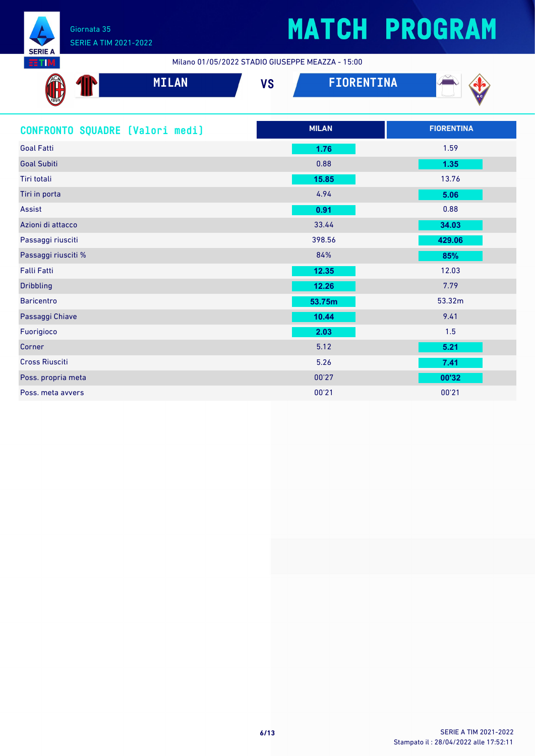Giornata 35
SERIE A TIM 2021-2022

# MATCH PROGRAM

Milano 01/05/2022 STADIO GIUSEPPE MEAZZA - 15:00

**MILAN** VS **FIORENTINA**

## CONFRONTO SQUADRE [Valori medi]

| | MILAN | FIORENTINA |
|---|---|---|
| Goal Fatti | **1.76** | 1.59 |
| Goal Subiti | 0.88 | **1.35** |
| Tiri totali | **15.85** | 13.76 |
| Tiri in porta | 4.94 | **5.06** |
| Assist | **0.91** | 0.88 |
| Azioni di attacco | 33.44 | **34.03** |
| Passaggi riusciti | 398.56 | **429.06** |
| Passaggi riusciti % | 84% | **85%** |
| Falli Fatti | **12.35** | 12.03 |
| Dribbling | **12.26** | 7.79 |
| Baricentro | **53.75m** | 53.32m |
| Passaggi Chiave | **10.44** | 9.41 |
| Fuorigioco | **2.03** | 1.5 |
| Corner | 5.12 | **5.21** |
| Cross Riusciti | 5.26 | **7.41** |
| Poss. propria meta | 00'27 | **00'32** |
| Poss. meta avvers | 00'21 | 00'21 |

SERIE A TIM 2021-2022
Stampato il : 28/04/2022 alle 17:52:11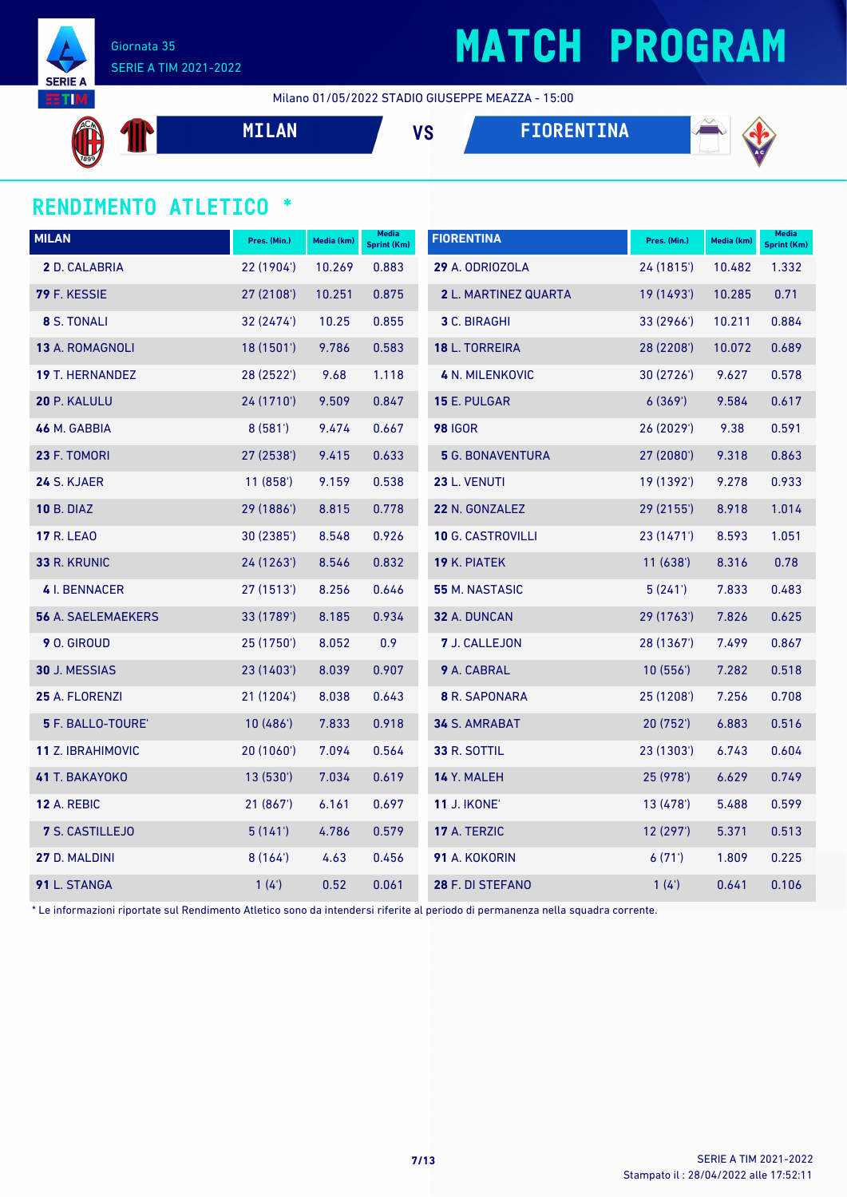Giornata 35

SERIE A TIM 2021-2022

# MATCH PROGRAM

Milano 01/05/2022 STADIO GIUSEPPE MEAZZA - 15:00

**MILAN** VS **FIORENTINA**

## RENDIMENTO ATLETICO *

| MILAN | Pres. (Min.) | Media (km) | Media Sprint (Km) |
|---|---|---|---|
| **2** D. CALABRIA | 22 (1904') | 10.269 | 0.883 |
| **79** F. KESSIE | 27 (2108') | 10.251 | 0.875 |
| **8** S. TONALI | 32 (2474') | 10.25 | 0.855 |
| **13** A. ROMAGNOLI | 18 (1501') | 9.786 | 0.583 |
| **19** T. HERNANDEZ | 28 (2522') | 9.68 | 1.118 |
| **20** P. KALULU | 24 (1710') | 9.509 | 0.847 |
| **46** M. GABBIA | 8 (581') | 9.474 | 0.667 |
| **23** F. TOMORI | 27 (2538') | 9.415 | 0.633 |
| **24** S. KJAER | 11 (858') | 9.159 | 0.538 |
| **10** B. DIAZ | 29 (1886') | 8.815 | 0.778 |
| **17** R. LEAO | 30 (2385') | 8.548 | 0.926 |
| **33** R. KRUNIC | 24 (1263') | 8.546 | 0.832 |
| **4** I. BENNACER | 27 (1513') | 8.256 | 0.646 |
| **56** A. SAELEMAEKERS | 33 (1789') | 8.185 | 0.934 |
| **9** O. GIROUD | 25 (1750') | 8.052 | 0.9 |
| **30** J. MESSIAS | 23 (1403') | 8.039 | 0.907 |
| **25** A. FLORENZI | 21 (1204') | 8.038 | 0.643 |
| **5** F. BALLO-TOURE' | 10 (486') | 7.833 | 0.918 |
| **11** Z. IBRAHIMOVIC | 20 (1060') | 7.094 | 0.564 |
| **41** T. BAKAYOKO | 13 (530') | 7.034 | 0.619 |
| **12** A. REBIC | 21 (867') | 6.161 | 0.697 |
| **7** S. CASTILLEJO | 5 (141') | 4.786 | 0.579 |
| **27** D. MALDINI | 8 (164') | 4.63 | 0.456 |
| **91** L. STANGA | 1 (4') | 0.52 | 0.061 |

| FIORENTINA | Pres. (Min.) | Media (km) | Media Sprint (Km) |
|---|---|---|---|
| **29** A. ODRIOZOLA | 24 (1815') | 10.482 | 1.332 |
| **2** L. MARTINEZ QUARTA | 19 (1493') | 10.285 | 0.71 |
| **3** C. BIRAGHI | 33 (2966') | 10.211 | 0.884 |
| **18** L. TORREIRA | 28 (2208') | 10.072 | 0.689 |
| **4** N. MILENKOVIC | 30 (2726') | 9.627 | 0.578 |
| **15** E. PULGAR | 6 (369') | 9.584 | 0.617 |
| **98** IGOR | 26 (2029') | 9.38 | 0.591 |
| **5** G. BONAVENTURA | 27 (2080') | 9.318 | 0.863 |
| **23** L. VENUTI | 19 (1392') | 9.278 | 0.933 |
| **22** N. GONZALEZ | 29 (2155') | 8.918 | 1.014 |
| **10** G. CASTROVILLI | 23 (1471') | 8.593 | 1.051 |
| **19** K. PIATEK | 11 (638') | 8.316 | 0.78 |
| **55** M. NASTASIC | 5 (241') | 7.833 | 0.483 |
| **32** A. DUNCAN | 29 (1763') | 7.826 | 0.625 |
| **7** J. CALLEJON | 28 (1367') | 7.499 | 0.867 |
| **9** A. CABRAL | 10 (556') | 7.282 | 0.518 |
| **8** R. SAPONARA | 25 (1208') | 7.256 | 0.708 |
| **34** S. AMRABAT | 20 (752') | 6.883 | 0.516 |
| **33** R. SOTTIL | 23 (1303') | 6.743 | 0.604 |
| **14** Y. MALEH | 25 (978') | 6.629 | 0.749 |
| **11** J. IKONE' | 13 (478') | 5.488 | 0.599 |
| **17** A. TERZIC | 12 (297') | 5.371 | 0.513 |
| **91** A. KOKORIN | 6 (71') | 1.809 | 0.225 |
| **28** F. DI STEFANO | 1 (4') | 0.641 | 0.106 |

* Le informazioni riportate sul Rendimento Atletico sono da intendersi riferite al periodo di permanenza nella squadra corrente.

Stampato il : 28/04/2022 alle 17:52:11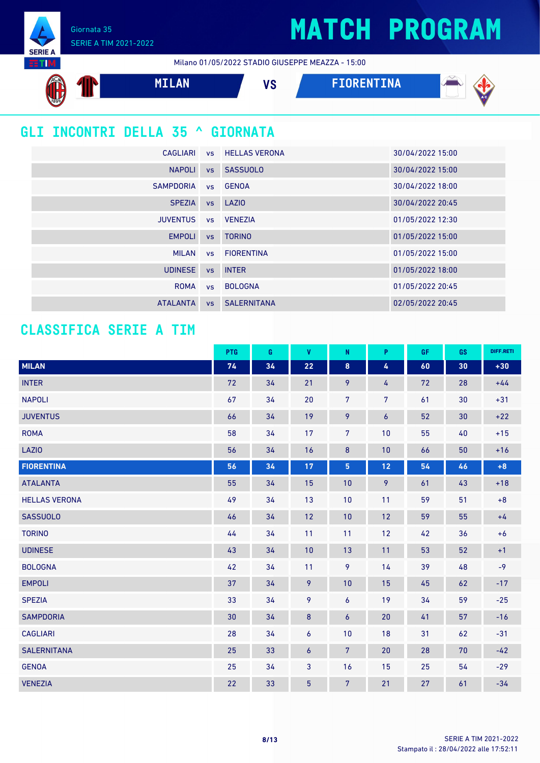Giornata 35

SERIE A TIM 2021-2022

# MATCH PROGRAM

Milano 01/05/2022 STADIO GIUSEPPE MEAZZA - 15:00

MILAN VS FIORENTINA

## GLI INCONTRI DELLA 35 ^ GIORNATA

| | | | |
|---|---|---|---|
| CAGLIARI | vs | HELLAS VERONA | 30/04/2022 15:00 |
| NAPOLI | vs | SASSUOLO | 30/04/2022 15:00 |
| SAMPDORIA | vs | GENOA | 30/04/2022 18:00 |
| SPEZIA | vs | LAZIO | 30/04/2022 20:45 |
| JUVENTUS | vs | VENEZIA | 01/05/2022 12:30 |
| EMPOLI | vs | TORINO | 01/05/2022 15:00 |
| MILAN | vs | FIORENTINA | 01/05/2022 15:00 |
| UDINESE | vs | INTER | 01/05/2022 18:00 |
| ROMA | vs | BOLOGNA | 01/05/2022 20:45 |
| ATALANTA | vs | SALERNITANA | 02/05/2022 20:45 |

## CLASSIFICA SERIE A TIM

| | PTG | G | V | N | P | GF | GS | DIFF.RETI |
|---|---|---|---|---|---|---|---|---|
| **MILAN** | **74** | **34** | **22** | **8** | **4** | **60** | **30** | **+30** |
| INTER | 72 | 34 | 21 | 9 | 4 | 72 | 28 | +44 |
| NAPOLI | 67 | 34 | 20 | 7 | 7 | 61 | 30 | +31 |
| JUVENTUS | 66 | 34 | 19 | 9 | 6 | 52 | 30 | +22 |
| ROMA | 58 | 34 | 17 | 7 | 10 | 55 | 40 | +15 |
| LAZIO | 56 | 34 | 16 | 8 | 10 | 66 | 50 | +16 |
| **FIORENTINA** | **56** | **34** | **17** | **5** | **12** | **54** | **46** | **+8** |
| ATALANTA | 55 | 34 | 15 | 10 | 9 | 61 | 43 | +18 |
| HELLAS VERONA | 49 | 34 | 13 | 10 | 11 | 59 | 51 | +8 |
| SASSUOLO | 46 | 34 | 12 | 10 | 12 | 59 | 55 | +4 |
| TORINO | 44 | 34 | 11 | 11 | 12 | 42 | 36 | +6 |
| UDINESE | 43 | 34 | 10 | 13 | 11 | 53 | 52 | +1 |
| BOLOGNA | 42 | 34 | 11 | 9 | 14 | 39 | 48 | -9 |
| EMPOLI | 37 | 34 | 9 | 10 | 15 | 45 | 62 | -17 |
| SPEZIA | 33 | 34 | 9 | 6 | 19 | 34 | 59 | -25 |
| SAMPDORIA | 30 | 34 | 8 | 6 | 20 | 41 | 57 | -16 |
| CAGLIARI | 28 | 34 | 6 | 10 | 18 | 31 | 62 | -31 |
| SALERNITANA | 25 | 33 | 6 | 7 | 20 | 28 | 70 | -42 |
| GENOA | 25 | 34 | 3 | 16 | 15 | 25 | 54 | -29 |
| VENEZIA | 22 | 33 | 5 | 7 | 21 | 27 | 61 | -34 |

Stampato il : 28/04/2022 alle 17:52:11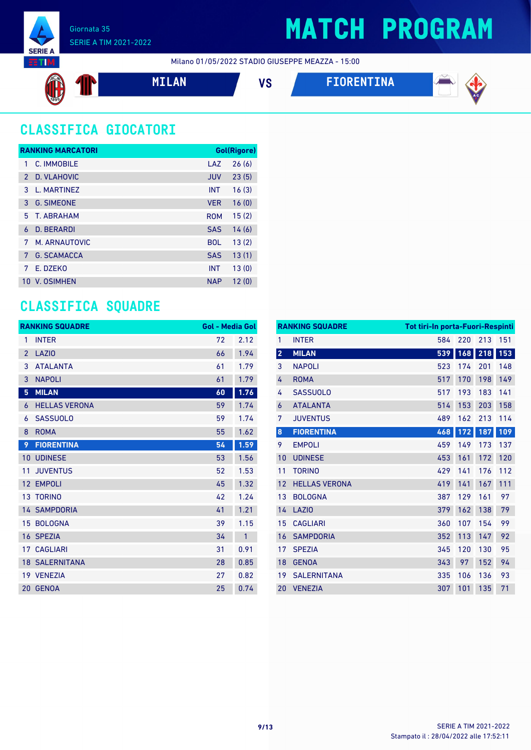Giornata 35

SERIE A TIM 2021-2022

# MATCH PROGRAM

Milano 01/05/2022 STADIO GIUSEPPE MEAZZA - 15:00

**MILAN** VS **FIORENTINA**

## CLASSIFICA GIOCATORI

| RANKING MARCATORI | | | Gol(Rigore) |
|---|---|---|---|
| 1 | C. IMMOBILE | LAZ | 26 (6) |
| 2 | D. VLAHOVIC | JUV | 23 (5) |
| 3 | L. MARTINEZ | INT | 16 (3) |
| 3 | G. SIMEONE | VER | 16 (0) |
| 5 | T. ABRAHAM | ROM | 15 (2) |
| 6 | D. BERARDI | SAS | 14 (6) |
| 7 | M. ARNAUTOVIC | BOL | 13 (2) |
| 7 | G. SCAMACCA | SAS | 13 (1) |
| 7 | E. DZEKO | INT | 13 (0) |
| 10 | V. OSIMHEN | NAP | 12 (0) |

## CLASSIFICA SQUADRE

| RANKING SQUADRE | | Gol | Media Gol |
|---|---|---|---|
| 1 | INTER | 72 | 2.12 |
| 2 | LAZIO | 66 | 1.94 |
| 3 | ATALANTA | 61 | 1.79 |
| 3 | NAPOLI | 61 | 1.79 |
| 5 | **MILAN** | **60** | **1.76** |
| 6 | HELLAS VERONA | 59 | 1.74 |
| 6 | SASSUOLO | 59 | 1.74 |
| 8 | ROMA | 55 | 1.62 |
| 9 | **FIORENTINA** | **54** | **1.59** |
| 10 | UDINESE | 53 | 1.56 |
| 11 | JUVENTUS | 52 | 1.53 |
| 12 | EMPOLI | 45 | 1.32 |
| 13 | TORINO | 42 | 1.24 |
| 14 | SAMPDORIA | 41 | 1.21 |
| 15 | BOLOGNA | 39 | 1.15 |
| 16 | SPEZIA | 34 | 1 |
| 17 | CAGLIARI | 31 | 0.91 |
| 18 | SALERNITANA | 28 | 0.85 |
| 19 | VENEZIA | 27 | 0.82 |
| 20 | GENOA | 25 | 0.74 |

| RANKING SQUADRE | | Tot tiri | In porta | Fuori | Respinti |
|---|---|---|---|---|---|
| 1 | INTER | 584 | 220 | 213 | 151 |
| 2 | **MILAN** | **539** | **168** | **218** | **153** |
| 3 | NAPOLI | 523 | 174 | 201 | 148 |
| 4 | ROMA | 517 | 170 | 198 | 149 |
| 4 | SASSUOLO | 517 | 193 | 183 | 141 |
| 6 | ATALANTA | 514 | 153 | 203 | 158 |
| 7 | JUVENTUS | 489 | 162 | 213 | 114 |
| 8 | **FIORENTINA** | **468** | **172** | **187** | **109** |
| 9 | EMPOLI | 459 | 149 | 173 | 137 |
| 10 | UDINESE | 453 | 161 | 172 | 120 |
| 11 | TORINO | 429 | 141 | 176 | 112 |
| 12 | HELLAS VERONA | 419 | 141 | 167 | 111 |
| 13 | BOLOGNA | 387 | 129 | 161 | 97 |
| 14 | LAZIO | 379 | 162 | 138 | 79 |
| 15 | CAGLIARI | 360 | 107 | 154 | 99 |
| 16 | SAMPDORIA | 352 | 113 | 147 | 92 |
| 17 | SPEZIA | 345 | 120 | 130 | 95 |
| 18 | GENOA | 343 | 97 | 152 | 94 |
| 19 | SALERNITANA | 335 | 106 | 136 | 93 |
| 20 | VENEZIA | 307 | 101 | 135 | 71 |

Stampato il : 28/04/2022 alle 17:52:11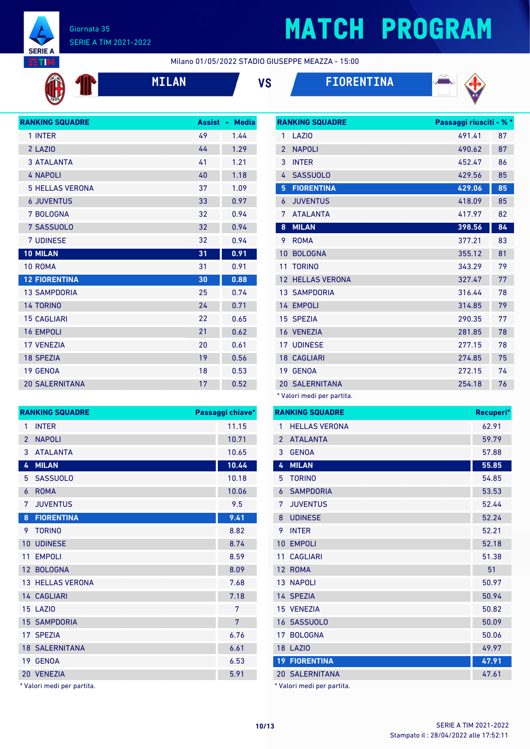# MATCH PROGRAM

Giornata 35
SERIE A TIM 2021-2022

Milano 01/05/2022 STADIO GIUSEPPE MEAZZA - 15:00

**MILAN** VS **FIORENTINA**

| RANKING SQUADRE | Assist | Media |
|---|---|---|
| 1 INTER | 49 | 1.44 |
| 2 LAZIO | 44 | 1.29 |
| 3 ATALANTA | 41 | 1.21 |
| 4 NAPOLI | 40 | 1.18 |
| 5 HELLAS VERONA | 37 | 1.09 |
| 6 JUVENTUS | 33 | 0.97 |
| 7 BOLOGNA | 32 | 0.94 |
| 7 SASSUOLO | 32 | 0.94 |
| 7 UDINESE | 32 | 0.94 |
| **10 MILAN** | **31** | **0.91** |
| 10 ROMA | 31 | 0.91 |
| **12 FIORENTINA** | **30** | **0.88** |
| 13 SAMPDORIA | 25 | 0.74 |
| 14 TORINO | 24 | 0.71 |
| 15 CAGLIARI | 22 | 0.65 |
| 16 EMPOLI | 21 | 0.62 |
| 17 VENEZIA | 20 | 0.61 |
| 18 SPEZIA | 19 | 0.56 |
| 19 GENOA | 18 | 0.53 |
| 20 SALERNITANA | 17 | 0.52 |

| RANKING SQUADRE | Passaggi riusciti* | % * |
|---|---|---|
| 1 LAZIO | 491.41 | 87 |
| 2 NAPOLI | 490.62 | 87 |
| 3 INTER | 452.47 | 86 |
| 4 SASSUOLO | 429.56 | 85 |
| **5 FIORENTINA** | **429.06** | **85** |
| 6 JUVENTUS | 418.09 | 85 |
| 7 ATALANTA | 417.97 | 82 |
| **8 MILAN** | **398.56** | **84** |
| 9 ROMA | 377.21 | 83 |
| 10 BOLOGNA | 355.12 | 81 |
| 11 TORINO | 343.29 | 79 |
| 12 HELLAS VERONA | 327.47 | 77 |
| 13 SAMPDORIA | 316.44 | 78 |
| 14 EMPOLI | 314.85 | 79 |
| 15 SPEZIA | 290.35 | 77 |
| 16 VENEZIA | 281.85 | 78 |
| 17 UDINESE | 277.15 | 78 |
| 18 CAGLIARI | 274.85 | 75 |
| 19 GENOA | 272.15 | 74 |
| 20 SALERNITANA | 254.18 | 76 |

\* Valori medi per partita.

| RANKING SQUADRE | Passaggi chiave* |
|---|---|
| 1 INTER | 11.15 |
| 2 NAPOLI | 10.71 |
| 3 ATALANTA | 10.65 |
| **4 MILAN** | **10.44** |
| 5 SASSUOLO | 10.18 |
| 6 ROMA | 10.06 |
| 7 JUVENTUS | 9.5 |
| **8 FIORENTINA** | **9.41** |
| 9 TORINO | 8.82 |
| 10 UDINESE | 8.74 |
| 11 EMPOLI | 8.59 |
| 12 BOLOGNA | 8.09 |
| 13 HELLAS VERONA | 7.68 |
| 14 CAGLIARI | 7.18 |
| 15 LAZIO | 7 |
| 15 SAMPDORIA | 7 |
| 17 SPEZIA | 6.76 |
| 18 SALERNITANA | 6.61 |
| 19 GENOA | 6.53 |
| 20 VENEZIA | 5.91 |

\* Valori medi per partita.

| RANKING SQUADRE | Recuperi* |
|---|---|
| 1 HELLAS VERONA | 62.91 |
| 2 ATALANTA | 59.79 |
| 3 GENOA | 57.88 |
| **4 MILAN** | **55.85** |
| 5 TORINO | 54.85 |
| 6 SAMPDORIA | 53.53 |
| 7 JUVENTUS | 52.44 |
| 8 UDINESE | 52.24 |
| 9 INTER | 52.21 |
| 10 EMPOLI | 52.18 |
| 11 CAGLIARI | 51.38 |
| 12 ROMA | 51 |
| 13 NAPOLI | 50.97 |
| 14 SPEZIA | 50.94 |
| 15 VENEZIA | 50.82 |
| 16 SASSUOLO | 50.09 |
| 17 BOLOGNA | 50.06 |
| 18 LAZIO | 49.97 |
| **19 FIORENTINA** | **47.91** |
| 20 SALERNITANA | 47.61 |

\* Valori medi per partita.

Stampato il : 28/04/2022 alle 17:52:11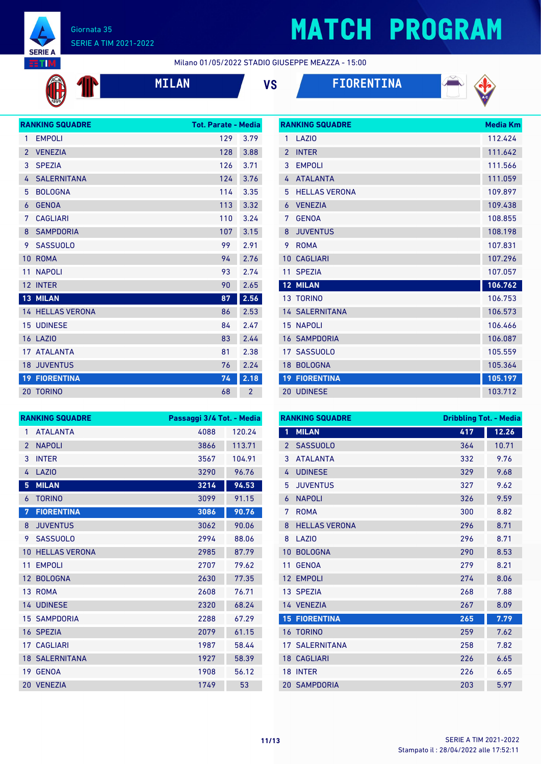# MATCH PROGRAM

Giornata 35
SERIE A TIM 2021-2022

Milano 01/05/2022 STADIO GIUSEPPE MEAZZA - 15:00

**MILAN** VS **FIORENTINA**

| RANKING SQUADRE | | Tot. Parate - Media | |
|---|---|---|---|
| 1 | EMPOLI | 129 | 3.79 |
| 2 | VENEZIA | 128 | 3.88 |
| 3 | SPEZIA | 126 | 3.71 |
| 4 | SALERNITANA | 124 | 3.76 |
| 5 | BOLOGNA | 114 | 3.35 |
| 6 | GENOA | 113 | 3.32 |
| 7 | CAGLIARI | 110 | 3.24 |
| 8 | SAMPDORIA | 107 | 3.15 |
| 9 | SASSUOLO | 99 | 2.91 |
| 10 | ROMA | 94 | 2.76 |
| 11 | NAPOLI | 93 | 2.74 |
| 12 | INTER | 90 | 2.65 |
| 13 | MILAN | 87 | 2.56 |
| 14 | HELLAS VERONA | 86 | 2.53 |
| 15 | UDINESE | 84 | 2.47 |
| 16 | LAZIO | 83 | 2.44 |
| 17 | ATALANTA | 81 | 2.38 |
| 18 | JUVENTUS | 76 | 2.24 |
| 19 | FIORENTINA | 74 | 2.18 |
| 20 | TORINO | 68 | 2 |

| RANKING SQUADRE | | Media Km |
|---|---|---|
| 1 | LAZIO | 112.424 |
| 2 | INTER | 111.642 |
| 3 | EMPOLI | 111.566 |
| 4 | ATALANTA | 111.059 |
| 5 | HELLAS VERONA | 109.897 |
| 6 | VENEZIA | 109.438 |
| 7 | GENOA | 108.855 |
| 8 | JUVENTUS | 108.198 |
| 9 | ROMA | 107.831 |
| 10 | CAGLIARI | 107.296 |
| 11 | SPEZIA | 107.057 |
| 12 | MILAN | 106.762 |
| 13 | TORINO | 106.753 |
| 14 | SALERNITANA | 106.573 |
| 15 | NAPOLI | 106.466 |
| 16 | SAMPDORIA | 106.087 |
| 17 | SASSUOLO | 105.559 |
| 18 | BOLOGNA | 105.364 |
| 19 | FIORENTINA | 105.197 |
| 20 | UDINESE | 103.712 |

| RANKING SQUADRE | | Passaggi 3/4 Tot. - Media | |
|---|---|---|---|
| 1 | ATALANTA | 4088 | 120.24 |
| 2 | NAPOLI | 3866 | 113.71 |
| 3 | INTER | 3567 | 104.91 |
| 4 | LAZIO | 3290 | 96.76 |
| 5 | MILAN | 3214 | 94.53 |
| 6 | TORINO | 3099 | 91.15 |
| 7 | FIORENTINA | 3086 | 90.76 |
| 8 | JUVENTUS | 3062 | 90.06 |
| 9 | SASSUOLO | 2994 | 88.06 |
| 10 | HELLAS VERONA | 2985 | 87.79 |
| 11 | EMPOLI | 2707 | 79.62 |
| 12 | BOLOGNA | 2630 | 77.35 |
| 13 | ROMA | 2608 | 76.71 |
| 14 | UDINESE | 2320 | 68.24 |
| 15 | SAMPDORIA | 2288 | 67.29 |
| 16 | SPEZIA | 2079 | 61.15 |
| 17 | CAGLIARI | 1987 | 58.44 |
| 18 | SALERNITANA | 1927 | 58.39 |
| 19 | GENOA | 1908 | 56.12 |
| 20 | VENEZIA | 1749 | 53 |

| RANKING SQUADRE | | Dribbling Tot. - Media | |
|---|---|---|---|
| 1 | MILAN | 417 | 12.26 |
| 2 | SASSUOLO | 364 | 10.71 |
| 3 | ATALANTA | 332 | 9.76 |
| 4 | UDINESE | 329 | 9.68 |
| 5 | JUVENTUS | 327 | 9.62 |
| 6 | NAPOLI | 326 | 9.59 |
| 7 | ROMA | 300 | 8.82 |
| 8 | HELLAS VERONA | 296 | 8.71 |
| 8 | LAZIO | 296 | 8.71 |
| 10 | BOLOGNA | 290 | 8.53 |
| 11 | GENOA | 279 | 8.21 |
| 12 | EMPOLI | 274 | 8.06 |
| 13 | SPEZIA | 268 | 7.88 |
| 14 | VENEZIA | 267 | 8.09 |
| 15 | FIORENTINA | 265 | 7.79 |
| 16 | TORINO | 259 | 7.62 |
| 17 | SALERNITANA | 258 | 7.82 |
| 18 | CAGLIARI | 226 | 6.65 |
| 18 | INTER | 226 | 6.65 |
| 20 | SAMPDORIA | 203 | 5.97 |

Stampato il : 28/04/2022 alle 17:52:11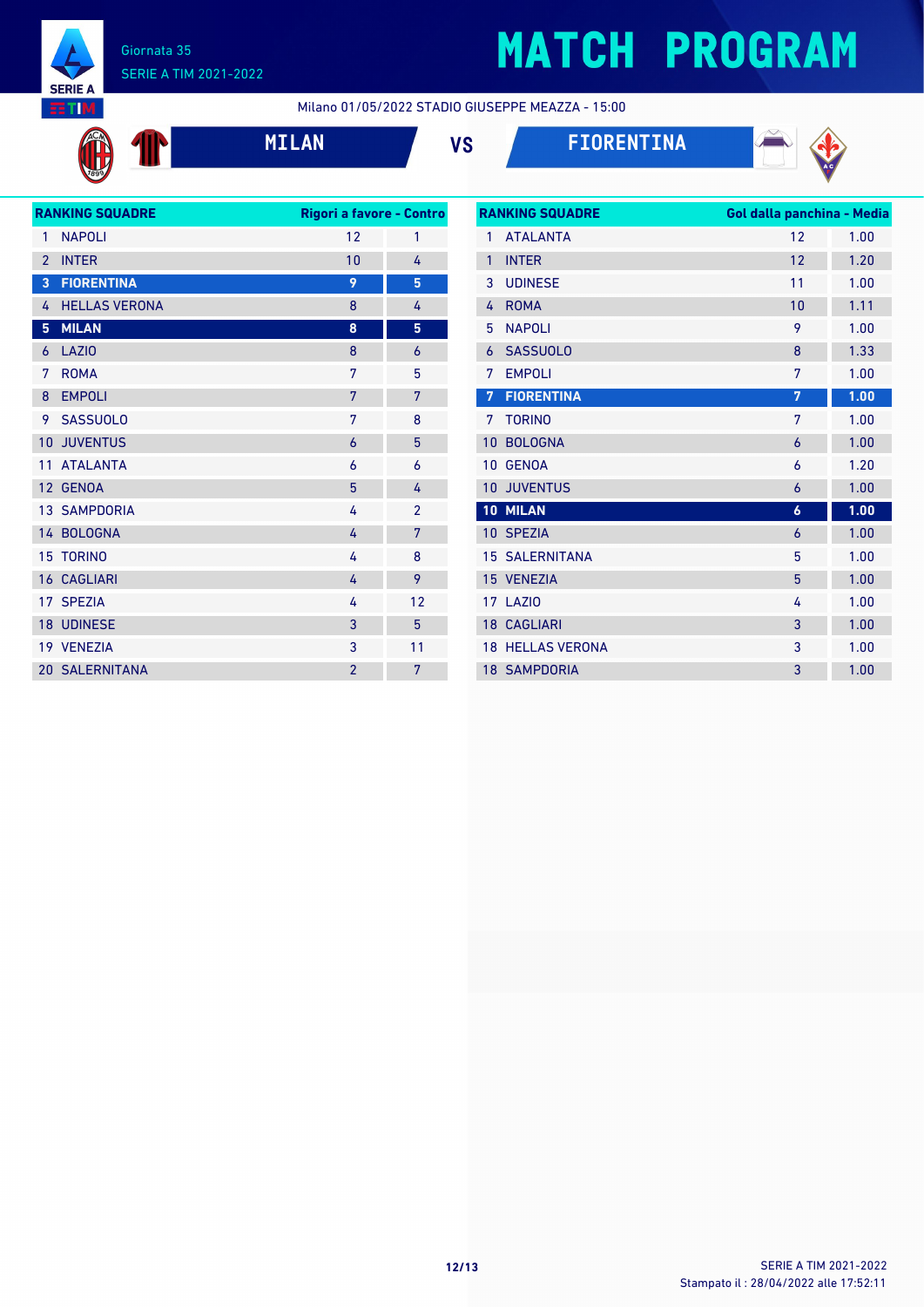# MATCH PROGRAM

Giornata 35
SERIE A TIM 2021-2022

Milano 01/05/2022 STADIO GIUSEPPE MEAZZA - 15:00

**MILAN** VS **FIORENTINA**

| RANKING SQUADRE | Rigori a favore | Contro |
|---|---|---|
| 1 NAPOLI | 12 | 1 |
| 2 INTER | 10 | 4 |
| **3 FIORENTINA** | **9** | **5** |
| 4 HELLAS VERONA | 8 | 4 |
| **5 MILAN** | **8** | **5** |
| 6 LAZIO | 8 | 6 |
| 7 ROMA | 7 | 5 |
| 8 EMPOLI | 7 | 7 |
| 9 SASSUOLO | 7 | 8 |
| 10 JUVENTUS | 6 | 5 |
| 11 ATALANTA | 6 | 6 |
| 12 GENOA | 5 | 4 |
| 13 SAMPDORIA | 4 | 2 |
| 14 BOLOGNA | 4 | 7 |
| 15 TORINO | 4 | 8 |
| 16 CAGLIARI | 4 | 9 |
| 17 SPEZIA | 4 | 12 |
| 18 UDINESE | 3 | 5 |
| 19 VENEZIA | 3 | 11 |
| 20 SALERNITANA | 2 | 7 |

| RANKING SQUADRE | Gol dalla panchina | Media |
|---|---|---|
| 1 ATALANTA | 12 | 1.00 |
| 1 INTER | 12 | 1.20 |
| 3 UDINESE | 11 | 1.00 |
| 4 ROMA | 10 | 1.11 |
| 5 NAPOLI | 9 | 1.00 |
| 6 SASSUOLO | 8 | 1.33 |
| 7 EMPOLI | 7 | 1.00 |
| **7 FIORENTINA** | **7** | **1.00** |
| 7 TORINO | 7 | 1.00 |
| 10 BOLOGNA | 6 | 1.00 |
| 10 GENOA | 6 | 1.20 |
| 10 JUVENTUS | 6 | 1.00 |
| **10 MILAN** | **6** | **1.00** |
| 10 SPEZIA | 6 | 1.00 |
| 15 SALERNITANA | 5 | 1.00 |
| 15 VENEZIA | 5 | 1.00 |
| 17 LAZIO | 4 | 1.00 |
| 18 CAGLIARI | 3 | 1.00 |
| 18 HELLAS VERONA | 3 | 1.00 |
| 18 SAMPDORIA | 3 | 1.00 |

SERIE A TIM 2021-2022
Stampato il : 28/04/2022 alle 17:52:11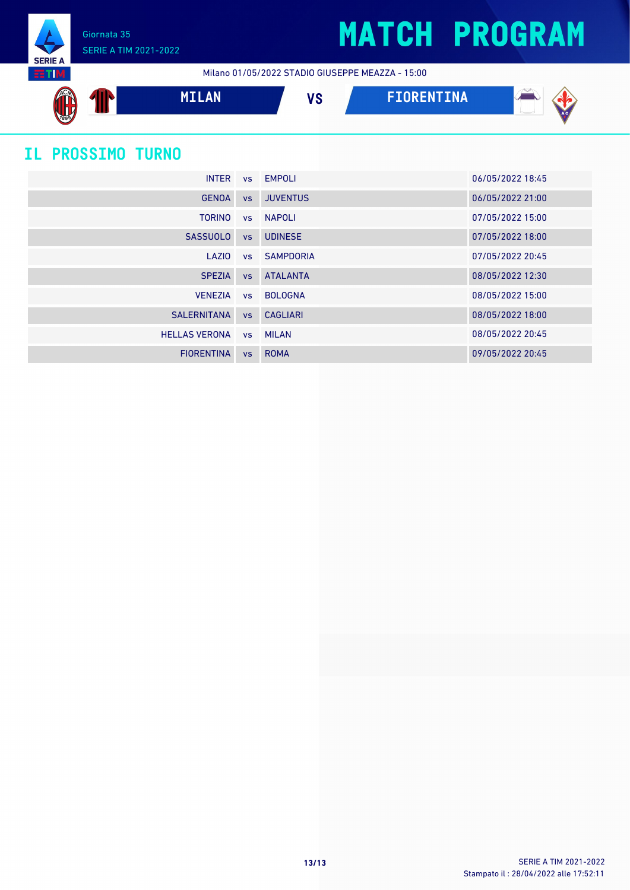# MATCH PROGRAM

Giornata 35

SERIE A TIM 2021-2022

Milano 01/05/2022 STADIO GIUSEPPE MEAZZA - 15:00

**MILAN** VS **FIORENTINA**

## IL PROSSIMO TURNO

| | | | |
|---|---|---|---|
| INTER | vs | EMPOLI | 06/05/2022 18:45 |
| GENOA | vs | JUVENTUS | 06/05/2022 21:00 |
| TORINO | vs | NAPOLI | 07/05/2022 15:00 |
| SASSUOLO | vs | UDINESE | 07/05/2022 18:00 |
| LAZIO | vs | SAMPDORIA | 07/05/2022 20:45 |
| SPEZIA | vs | ATALANTA | 08/05/2022 12:30 |
| VENEZIA | vs | BOLOGNA | 08/05/2022 15:00 |
| SALERNITANA | vs | CAGLIARI | 08/05/2022 18:00 |
| HELLAS VERONA | vs | MILAN | 08/05/2022 20:45 |
| FIORENTINA | vs | ROMA | 09/05/2022 20:45 |

SERIE A TIM 2021-2022
Stampato il : 28/04/2022 alle 17:52:11